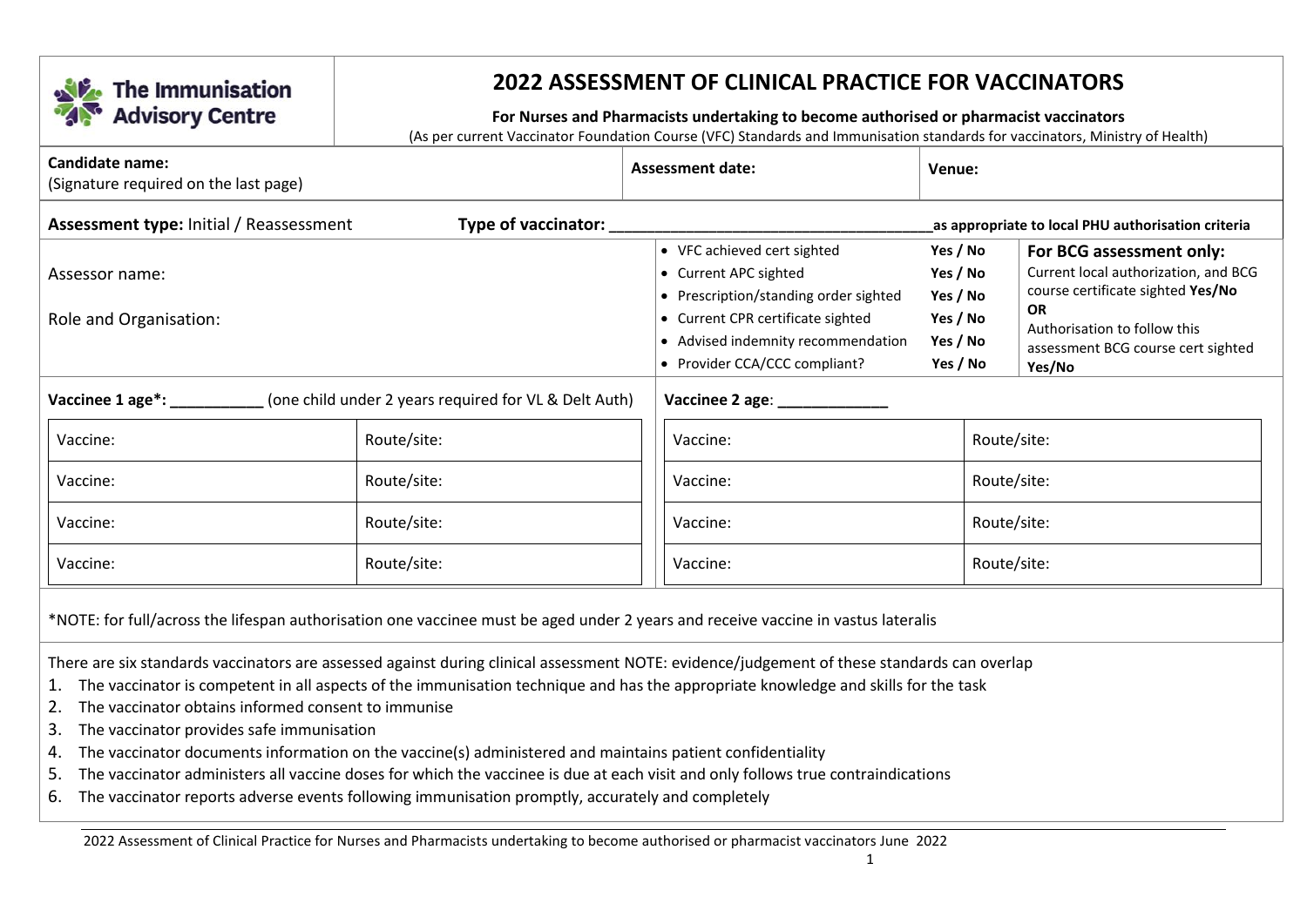The Immunisation Advisory Centre

# 2022 ASSESSMENT OF CLINICAL PRACTICE FOR VACCINATORS

**For Nurses and Pharmacists undertaking to become authorised or pharmacist vaccinators**

(As per current Vaccinator Foundation Course (VFC) Standards and Immunisation standards for vaccinators, Ministry of Health)

| **Candidate name:** (Signature required on the last page) | **Assessment date:** | **Venue:** |
|---|---|---|

**Assessment type:** Initial / Reassessment **Type of vaccinator:** ____________________________________ **as appropriate to local PHU authorisation criteria**

| Assessor name: | | |
|---|---|---|
| Role and Organisation: | | |

| Check | | |
|---|---|---|
| • VFC achieved cert sighted | **Yes / No** | |
| • Current APC sighted | **Yes / No** | |
| • Prescription/standing order sighted | **Yes / No** | |
| • Current CPR certificate sighted | **Yes / No** | |
| • Advised indemnity recommendation | **Yes / No** | |
| • Provider CCA/CCC compliant? | **Yes / No** | |

**For BCG assessment only:**
Current local authorization, and BCG course certificate sighted **Yes/No**
**OR**
Authorisation to follow this assessment BCG course cert sighted **Yes/No**

**Vaccinee 1 age*:** ___________ (one child under 2 years required for VL & Delt Auth)

| Vaccine: | Route/site: |
|---|---|
| Vaccine: | Route/site: |
| Vaccine: | Route/site: |
| Vaccine: | Route/site: |

**Vaccinee 2 age**: _____________

| Vaccine: | Route/site: |
|---|---|
| Vaccine: | Route/site: |
| Vaccine: | Route/site: |
| Vaccine: | Route/site: |

*NOTE: for full/across the lifespan authorisation one vaccinee must be aged under 2 years and receive vaccine in vastus lateralis

There are six standards vaccinators are assessed against during clinical assessment NOTE: evidence/judgement of these standards can overlap

1. The vaccinator is competent in all aspects of the immunisation technique and has the appropriate knowledge and skills for the task
2. The vaccinator obtains informed consent to immunise
3. The vaccinator provides safe immunisation
4. The vaccinator documents information on the vaccine(s) administered and maintains patient confidentiality
5. The vaccinator administers all vaccine doses for which the vaccinee is due at each visit and only follows true contraindications
6. The vaccinator reports adverse events following immunisation promptly, accurately and completely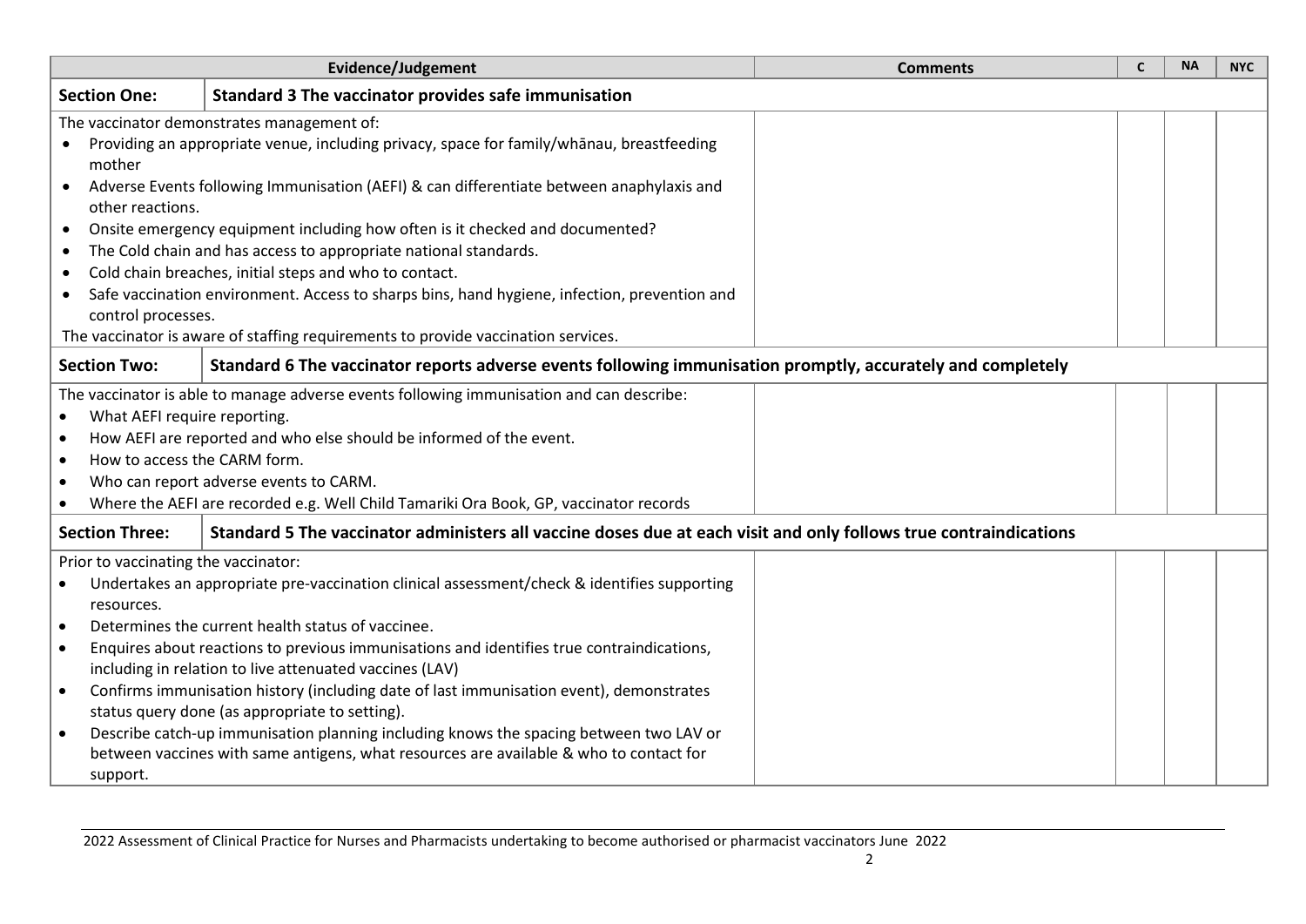| Evidence/Judgement | | Comments | C | NA | NYC |
|---|---|---|---|---|---|
| **Section One:** | **Standard 3 The vaccinator provides safe immunisation** | | | | |
| The vaccinator demonstrates management of:<br>• Providing an appropriate venue, including privacy, space for family/whānau, breastfeeding mother<br>• Adverse Events following Immunisation (AEFI) & can differentiate between anaphylaxis and other reactions.<br>• Onsite emergency equipment including how often is it checked and documented?<br>• The Cold chain and has access to appropriate national standards.<br>• Cold chain breaches, initial steps and who to contact.<br>• Safe vaccination environment. Access to sharps bins, hand hygiene, infection, prevention and control processes.<br>The vaccinator is aware of staffing requirements to provide vaccination services. | | | | | |
| **Section Two:** | **Standard 6 The vaccinator reports adverse events following immunisation promptly, accurately and completely** | | | | |
| The vaccinator is able to manage adverse events following immunisation and can describe:<br>• What AEFI require reporting.<br>• How AEFI are reported and who else should be informed of the event.<br>• How to access the CARM form.<br>• Who can report adverse events to CARM.<br>• Where the AEFI are recorded e.g. Well Child Tamariki Ora Book, GP, vaccinator records | | | | | |
| **Section Three:** | **Standard 5 The vaccinator administers all vaccine doses due at each visit and only follows true contraindications** | | | | |
| Prior to vaccinating the vaccinator:<br>• Undertakes an appropriate pre-vaccination clinical assessment/check & identifies supporting resources.<br>• Determines the current health status of vaccinee.<br>• Enquires about reactions to previous immunisations and identifies true contraindications, including in relation to live attenuated vaccines (LAV)<br>• Confirms immunisation history (including date of last immunisation event), demonstrates status query done (as appropriate to setting).<br>• Describe catch-up immunisation planning including knows the spacing between two LAV or between vaccines with same antigens, what resources are available & who to contact for support. | | | | | |

2022 Assessment of Clinical Practice for Nurses and Pharmacists undertaking to become authorised or pharmacist vaccinators June 2022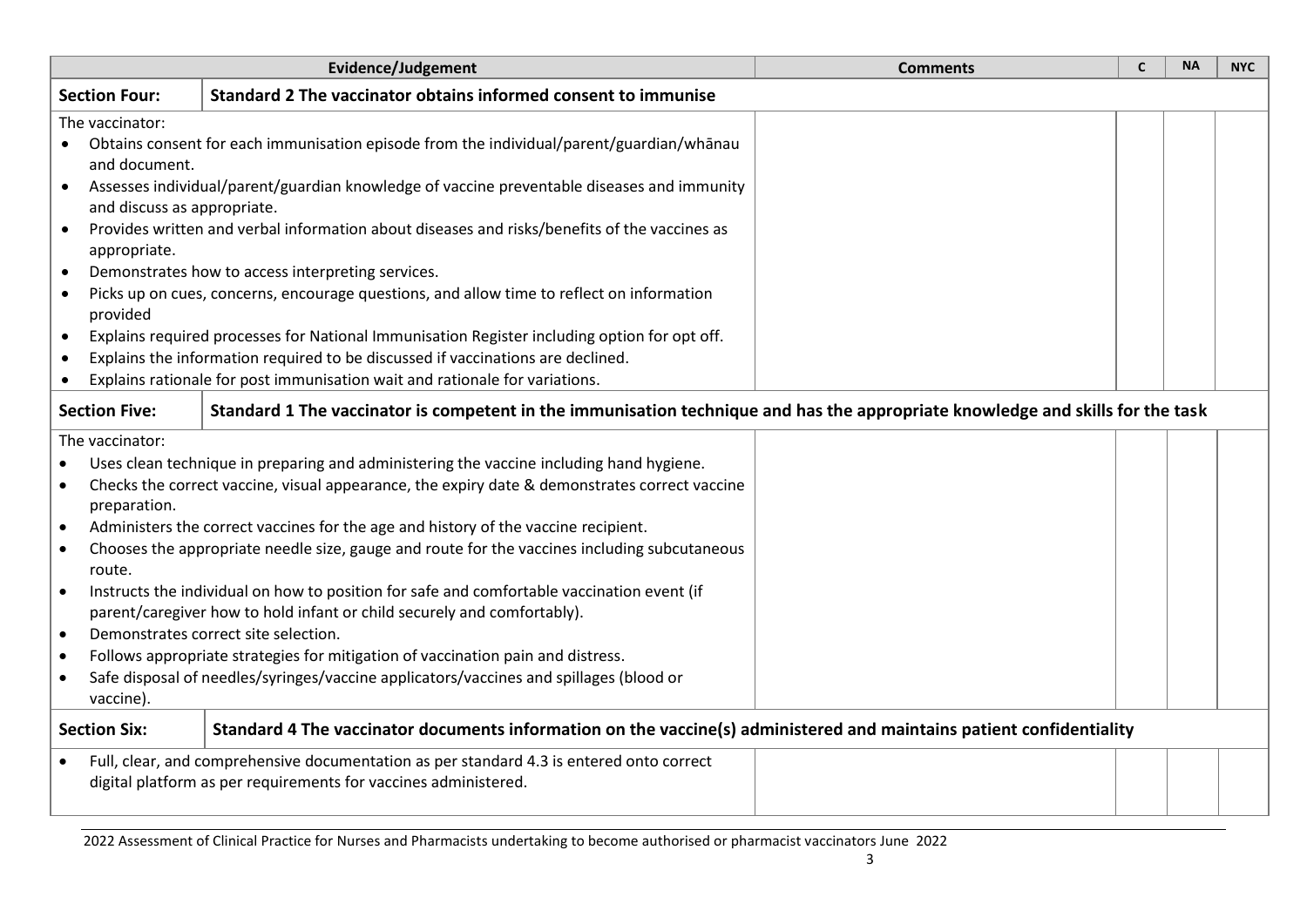| Evidence/Judgement | | Comments | C | NA | NYC |
|---|---|---|---|---|---|
| **Section Four:** | **Standard 2 The vaccinator obtains informed consent to immunise** | | | | |
| The vaccinator:<br>• Obtains consent for each immunisation episode from the individual/parent/guardian/whānau and document.<br>• Assesses individual/parent/guardian knowledge of vaccine preventable diseases and immunity and discuss as appropriate.<br>• Provides written and verbal information about diseases and risks/benefits of the vaccines as appropriate.<br>• Demonstrates how to access interpreting services.<br>• Picks up on cues, concerns, encourage questions, and allow time to reflect on information provided<br>• Explains required processes for National Immunisation Register including option for opt off.<br>• Explains the information required to be discussed if vaccinations are declined.<br>• Explains rationale for post immunisation wait and rationale for variations. | | | | | |
| **Section Five:** | **Standard 1 The vaccinator is competent in the immunisation technique and has the appropriate knowledge and skills for the task** | | | | |
| The vaccinator:<br>• Uses clean technique in preparing and administering the vaccine including hand hygiene.<br>• Checks the correct vaccine, visual appearance, the expiry date & demonstrates correct vaccine preparation.<br>• Administers the correct vaccines for the age and history of the vaccine recipient.<br>• Chooses the appropriate needle size, gauge and route for the vaccines including subcutaneous route.<br>• Instructs the individual on how to position for safe and comfortable vaccination event (if parent/caregiver how to hold infant or child securely and comfortably).<br>• Demonstrates correct site selection.<br>• Follows appropriate strategies for mitigation of vaccination pain and distress.<br>• Safe disposal of needles/syringes/vaccine applicators/vaccines and spillages (blood or vaccine). | | | | | |
| **Section Six:** | **Standard 4 The vaccinator documents information on the vaccine(s) administered and maintains patient confidentiality** | | | | |
| • Full, clear, and comprehensive documentation as per standard 4.3 is entered onto correct digital platform as per requirements for vaccines administered. | | | | | |

2022 Assessment of Clinical Practice for Nurses and Pharmacists undertaking to become authorised or pharmacist vaccinators June 2022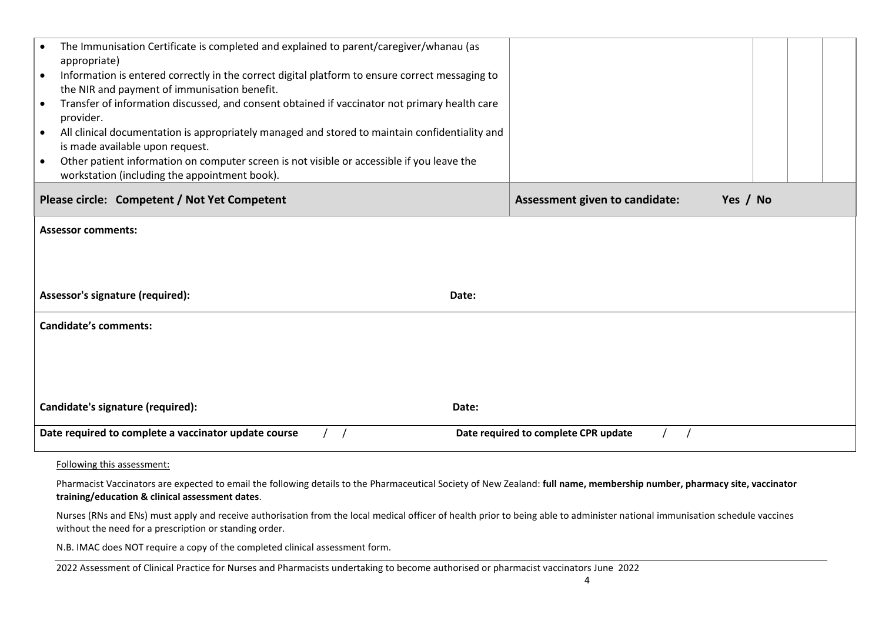| | | | | |
|---|---|---|---|---|
| • The Immunisation Certificate is completed and explained to parent/caregiver/whanau (as appropriate)<br>• Information is entered correctly in the correct digital platform to ensure correct messaging to the NIR and payment of immunisation benefit.<br>• Transfer of information discussed, and consent obtained if vaccinator not primary health care provider.<br>• All clinical documentation is appropriately managed and stored to maintain confidentiality and is made available upon request.<br>• Other patient information on computer screen is not visible or accessible if you leave the workstation (including the appointment book). | | | | |
| **Please circle: Competent / Not Yet Competent** | **Assessment given to candidate: Yes / No** | | | |

**Assessor comments:**

**Assessor's signature (required):** **Date:**

**Candidate's comments:**

**Candidate's signature (required):** **Date:**

**Date required to complete a vaccinator update course** / / **Date required to complete CPR update** / /

Following this assessment:

Pharmacist Vaccinators are expected to email the following details to the Pharmaceutical Society of New Zealand: **full name, membership number, pharmacy site, vaccinator training/education & clinical assessment dates**.

Nurses (RNs and ENs) must apply and receive authorisation from the local medical officer of health prior to being able to administer national immunisation schedule vaccines without the need for a prescription or standing order.

N.B. IMAC does NOT require a copy of the completed clinical assessment form.

2022 Assessment of Clinical Practice for Nurses and Pharmacists undertaking to become authorised or pharmacist vaccinators June 2022